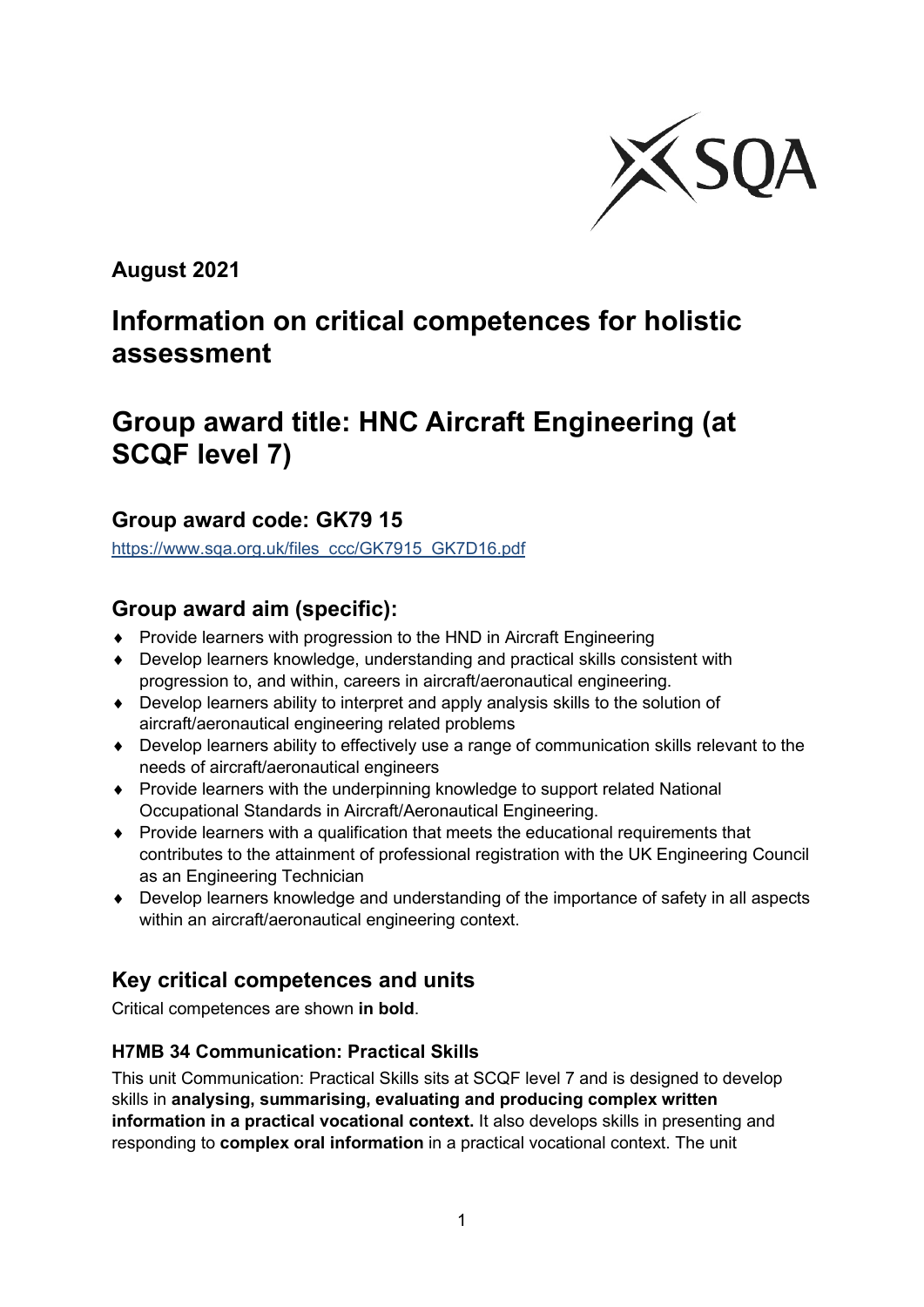**August 2021**

# Information on critical competences for holistic assessment

# Group award title: HNC Aircraft Engineering (at SCQF level 7)

## Group award code: GK79 15

https://www.sqa.org.uk/files_ccc/GK7915_GK7D16.pdf

## Group award aim (specific):

- Provide learners with progression to the HND in Aircraft Engineering
- Develop learners knowledge, understanding and practical skills consistent with progression to, and within, careers in aircraft/aeronautical engineering.
- Develop learners ability to interpret and apply analysis skills to the solution of aircraft/aeronautical engineering related problems
- Develop learners ability to effectively use a range of communication skills relevant to the needs of aircraft/aeronautical engineers
- Provide learners with the underpinning knowledge to support related National Occupational Standards in Aircraft/Aeronautical Engineering.
- Provide learners with a qualification that meets the educational requirements that contributes to the attainment of professional registration with the UK Engineering Council as an Engineering Technician
- Develop learners knowledge and understanding of the importance of safety in all aspects within an aircraft/aeronautical engineering context.

## Key critical competences and units

Critical competences are shown **in bold**.

### H7MB 34 Communication: Practical Skills

This unit Communication: Practical Skills sits at SCQF level 7 and is designed to develop skills in **analysing, summarising, evaluating and producing complex written information in a practical vocational context.** It also develops skills in presenting and responding to **complex oral information** in a practical vocational context. The unit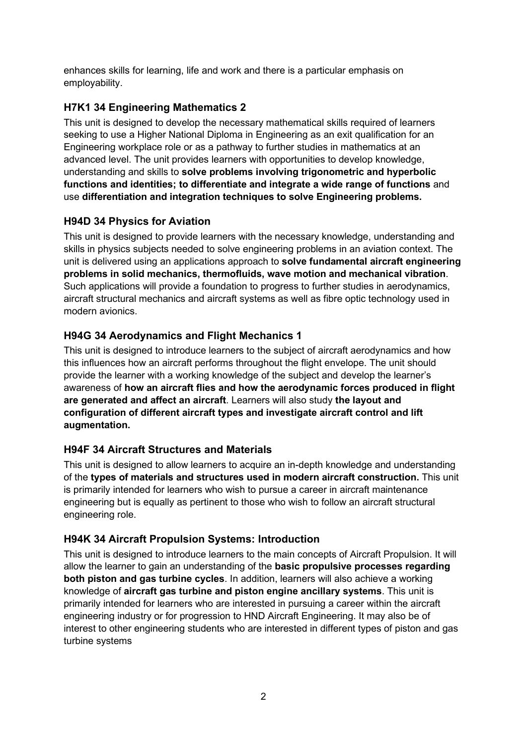enhances skills for learning, life and work and there is a particular emphasis on employability.

### H7K1 34 Engineering Mathematics 2

This unit is designed to develop the necessary mathematical skills required of learners seeking to use a Higher National Diploma in Engineering as an exit qualification for an Engineering workplace role or as a pathway to further studies in mathematics at an advanced level. The unit provides learners with opportunities to develop knowledge, understanding and skills to **solve problems involving trigonometric and hyperbolic functions and identities; to differentiate and integrate a wide range of functions** and use **differentiation and integration techniques to solve Engineering problems.**

### H94D 34 Physics for Aviation

This unit is designed to provide learners with the necessary knowledge, understanding and skills in physics subjects needed to solve engineering problems in an aviation context. The unit is delivered using an applications approach to **solve fundamental aircraft engineering problems in solid mechanics, thermofluids, wave motion and mechanical vibration**. Such applications will provide a foundation to progress to further studies in aerodynamics, aircraft structural mechanics and aircraft systems as well as fibre optic technology used in modern avionics.

### H94G 34 Aerodynamics and Flight Mechanics 1

This unit is designed to introduce learners to the subject of aircraft aerodynamics and how this influences how an aircraft performs throughout the flight envelope. The unit should provide the learner with a working knowledge of the subject and develop the learner's awareness of **how an aircraft flies and how the aerodynamic forces produced in flight are generated and affect an aircraft**. Learners will also study **the layout and configuration of different aircraft types and investigate aircraft control and lift augmentation.**

### H94F 34 Aircraft Structures and Materials

This unit is designed to allow learners to acquire an in-depth knowledge and understanding of the **types of materials and structures used in modern aircraft construction.** This unit is primarily intended for learners who wish to pursue a career in aircraft maintenance engineering but is equally as pertinent to those who wish to follow an aircraft structural engineering role.

### H94K 34 Aircraft Propulsion Systems: Introduction

This unit is designed to introduce learners to the main concepts of Aircraft Propulsion. It will allow the learner to gain an understanding of the **basic propulsive processes regarding both piston and gas turbine cycles**. In addition, learners will also achieve a working knowledge of **aircraft gas turbine and piston engine ancillary systems**. This unit is primarily intended for learners who are interested in pursuing a career within the aircraft engineering industry or for progression to HND Aircraft Engineering. It may also be of interest to other engineering students who are interested in different types of piston and gas turbine systems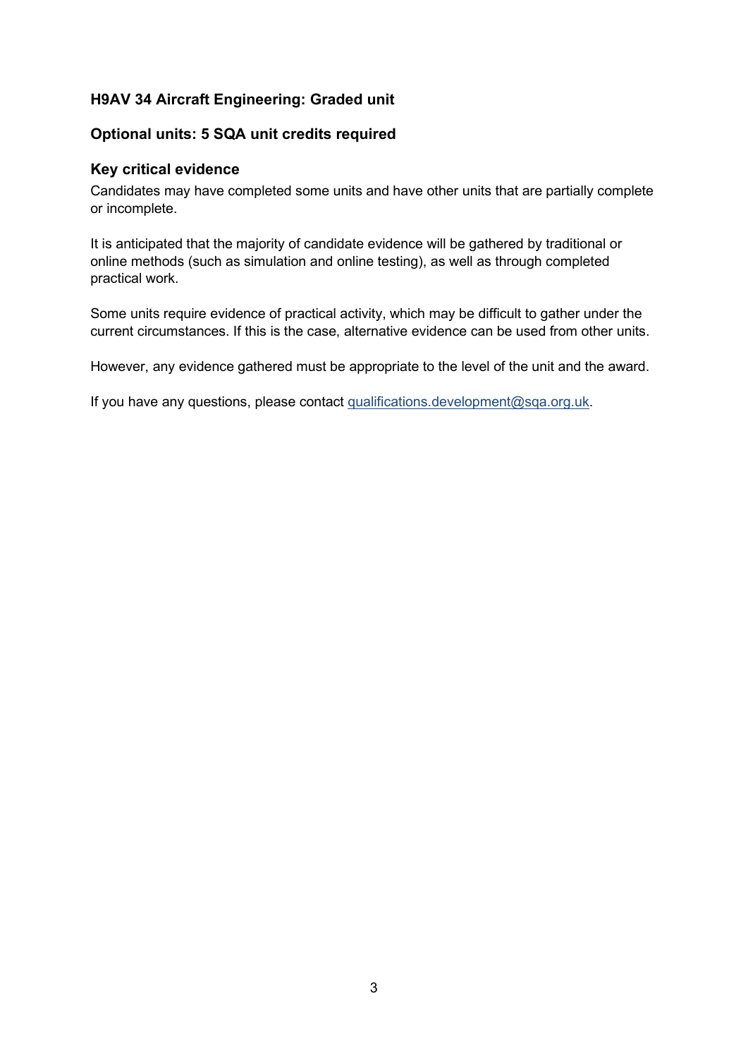**H9AV 34 Aircraft Engineering: Graded unit**

**Optional units: 5 SQA unit credits required**

### Key critical evidence

Candidates may have completed some units and have other units that are partially complete or incomplete.

It is anticipated that the majority of candidate evidence will be gathered by traditional or online methods (such as simulation and online testing), as well as through completed practical work.

Some units require evidence of practical activity, which may be difficult to gather under the current circumstances. If this is the case, alternative evidence can be used from other units.

However, any evidence gathered must be appropriate to the level of the unit and the award.

If you have any questions, please contact qualifications.development@sqa.org.uk.